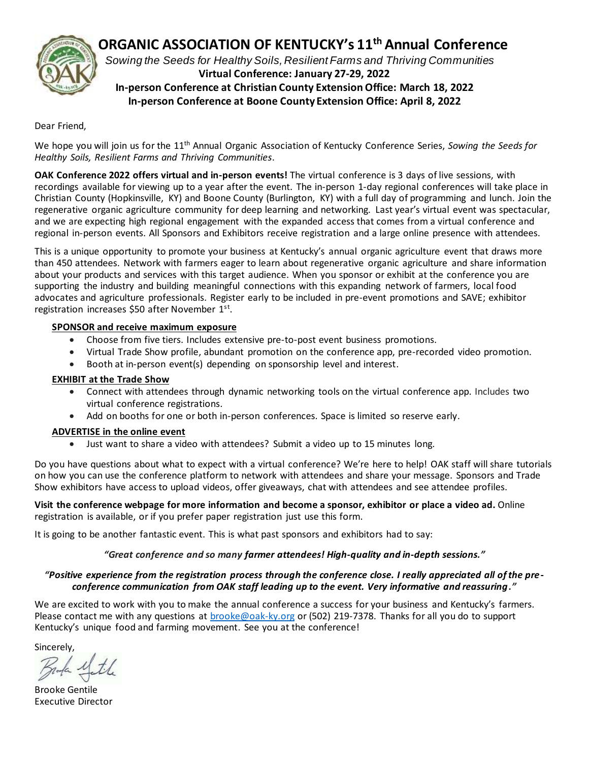# ORGANIC ASSOCIATION OF KENTUCKY's 11th Annual Conference

*Sowing the Seeds for Healthy Soils, Resilient Farms and Thriving Communities*

**Virtual Conference: January 27-29, 2022**

**In-person Conference at Christian County Extension Office: March 18, 2022**

**In-person Conference at Boone County Extension Office: April 8, 2022**

Dear Friend,

We hope you will join us for the 11th Annual Organic Association of Kentucky Conference Series, *Sowing the Seeds for Healthy Soils, Resilient Farms and Thriving Communities*.

**OAK Conference 2022 offers virtual and in-person events!** The virtual conference is 3 days of live sessions, with recordings available for viewing up to a year after the event. The in-person 1-day regional conferences will take place in Christian County (Hopkinsville, KY) and Boone County (Burlington, KY) with a full day of programming and lunch. Join the regenerative organic agriculture community for deep learning and networking. Last year's virtual event was spectacular, and we are expecting high regional engagement with the expanded access that comes from a virtual conference and regional in-person events. All Sponsors and Exhibitors receive registration and a large online presence with attendees.

This is a unique opportunity to promote your business at Kentucky's annual organic agriculture event that draws more than 450 attendees. Network with farmers eager to learn about regenerative organic agriculture and share information about your products and services with this target audience. When you sponsor or exhibit at the conference you are supporting the industry and building meaningful connections with this expanding network of farmers, local food advocates and agriculture professionals. Register early to be included in pre-event promotions and SAVE; exhibitor registration increases $50 after November 1st.

**SPONSOR and receive maximum exposure**

- Choose from five tiers. Includes extensive pre-to-post event business promotions.
- Virtual Trade Show profile, abundant promotion on the conference app, pre-recorded video promotion.
- Booth at in-person event(s) depending on sponsorship level and interest.

**EXHIBIT at the Trade Show**

- Connect with attendees through dynamic networking tools on the virtual conference app. Includes two virtual conference registrations.
- Add on booths for one or both in-person conferences. Space is limited so reserve early.

**ADVERTISE in the online event**

- Just want to share a video with attendees? Submit a video up to 15 minutes long.

Do you have questions about what to expect with a virtual conference? We're here to help! OAK staff will share tutorials on how you can use the conference platform to network with attendees and share your message. Sponsors and Trade Show exhibitors have access to upload videos, offer giveaways, chat with attendees and see attendee profiles.

**Visit the conference webpage for more information and become a sponsor, exhibitor or place a video ad.** Online registration is available, or if you prefer paper registration just use this form.

It is going to be another fantastic event. This is what past sponsors and exhibitors had to say:

***"Great conference and so many farmer attendees! High-quality and in-depth sessions."***

***"Positive experience from the registration process through the conference close. I really appreciated all of the pre-conference communication from OAK staff leading up to the event. Very informative and reassuring."***

We are excited to work with you to make the annual conference a success for your business and Kentucky's farmers. Please contact me with any questions at brooke@oak-ky.org or (502) 219-7378. Thanks for all you do to support Kentucky's unique food and farming movement. See you at the conference!

Sincerely,

Brooke Gentile
Executive Director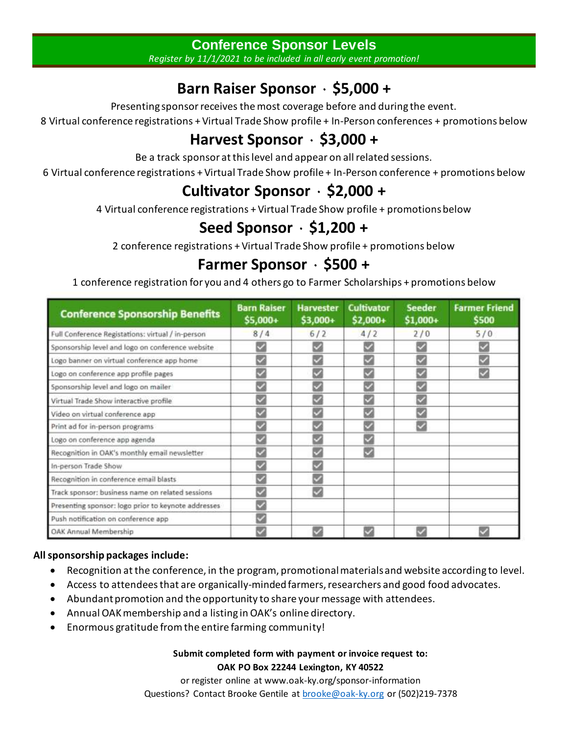## Conference Sponsor Levels

*Register by 11/1/2021 to be included in all early event promotion!*

## Barn Raiser Sponsor · $5,000 +

Presenting sponsor receives the most coverage before and during the event.

8 Virtual conference registrations + Virtual Trade Show profile + In-Person conferences + promotions below

## Harvest Sponsor · $3,000 +

Be a track sponsor at this level and appear on all related sessions.

6 Virtual conference registrations + Virtual Trade Show profile + In-Person conference + promotions below

## Cultivator Sponsor · $2,000 +

4 Virtual conference registrations + Virtual Trade Show profile + promotions below

## Seed Sponsor · $1,200 +

2 conference registrations + Virtual Trade Show profile + promotions below

## Farmer Sponsor · $500 +

1 conference registration for you and 4 others go to Farmer Scholarships + promotions below

| Conference Sponsorship Benefits | Barn Raiser $5,000+ | Harvester $3,000+ | Cultivator $2,000+ | Seeder $1,000+ | Farmer Friend $500 |
|---|---|---|---|---|---|
| Full Conference Registrations: virtual / in-person | 8 / 4 | 6 / 2 | 4 / 2 | 2 / 0 | 5 / 0 |
| Sponsorship level and logo on conference website | ✓ | ✓ | ✓ | ✓ | ✓ |
| Logo banner on virtual conference app home | ✓ | ✓ | ✓ | ✓ | ✓ |
| Logo on conference app profile pages | ✓ | ✓ | ✓ | ✓ | ✓ |
| Sponsorship level and logo on mailer | ✓ | ✓ | ✓ | ✓ | |
| Virtual Trade Show interactive profile | ✓ | ✓ | ✓ | ✓ | |
| Video on virtual conference app | ✓ | ✓ | ✓ | ✓ | |
| Print ad for in-person programs | ✓ | ✓ | ✓ | ✓ | |
| Logo on conference app agenda | ✓ | ✓ | ✓ | | |
| Recognition in OAK's monthly email newsletter | ✓ | ✓ | ✓ | | |
| In-person Trade Show | ✓ | ✓ | | | |
| Recognition in conference email blasts | ✓ | ✓ | | | |
| Track sponsor: business name on related sessions | ✓ | ✓ | | | |
| Presenting sponsor: logo prior to keynote addresses | ✓ | | | | |
| Push notification on conference app | ✓ | | | | |
| OAK Annual Membership | ✓ | ✓ | ✓ | ✓ | ✓ |

**All sponsorship packages include:**

- Recognition at the conference, in the program, promotional materials and website according to level.
- Access to attendees that are organically-minded farmers, researchers and good food advocates.
- Abundant promotion and the opportunity to share your message with attendees.
- Annual OAK membership and a listing in OAK's online directory.
- Enormous gratitude from the entire farming community!

**Submit completed form with payment or invoice request to:**

**OAK PO Box 22244 Lexington, KY 40522**

or register online at www.oak-ky.org/sponsor-information

Questions? Contact Brooke Gentile at brooke@oak-ky.org or (502)219-7378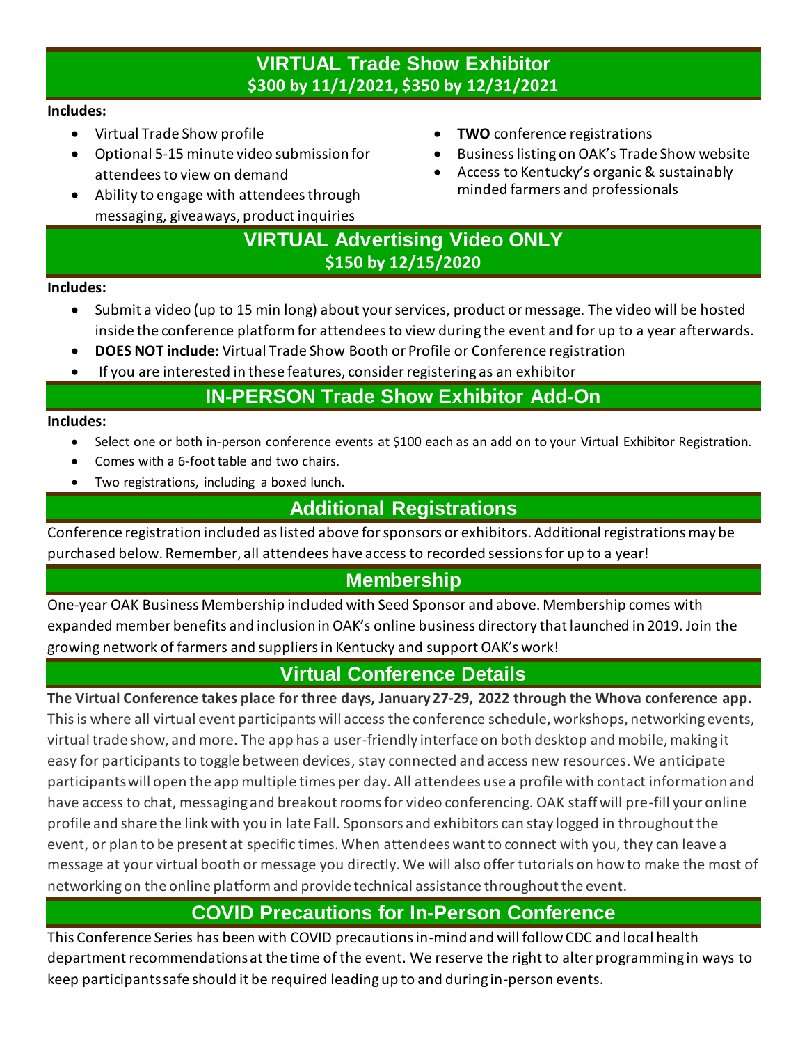## VIRTUAL Trade Show Exhibitor

**$300 by 11/1/2021, $350 by 12/31/2021**

**Includes:**

- Virtual Trade Show profile
- Optional 5-15 minute video submission for attendees to view on demand
- Ability to engage with attendees through messaging, giveaways, product inquiries
- **TWO** conference registrations
- Business listing on OAK's Trade Show website
- Access to Kentucky's organic & sustainably minded farmers and professionals

## VIRTUAL Advertising Video ONLY

**$150 by 12/15/2020**

**Includes:**

- Submit a video (up to 15 min long) about your services, product or message. The video will be hosted inside the conference platform for attendees to view during the event and for up to a year afterwards.
- **DOES NOT include:** Virtual Trade Show Booth or Profile or Conference registration
- If you are interested in these features, consider registering as an exhibitor

## IN-PERSON Trade Show Exhibitor Add-On

**Includes:**

- Select one or both in-person conference events at $100 each as an add on to your Virtual Exhibitor Registration.
- Comes with a 6-foot table and two chairs.
- Two registrations, including a boxed lunch.

## Additional Registrations

Conference registration included as listed above for sponsors or exhibitors. Additional registrations may be purchased below. Remember, all attendees have access to recorded sessions for up to a year!

## Membership

One-year OAK Business Membership included with Seed Sponsor and above. Membership comes with expanded member benefits and inclusion in OAK's online business directory that launched in 2019. Join the growing network of farmers and suppliers in Kentucky and support OAK's work!

## Virtual Conference Details

**The Virtual Conference takes place for three days, January 27-29, 2022 through the Whova conference app.** This is where all virtual event participants will access the conference schedule, workshops, networking events, virtual trade show, and more. The app has a user-friendly interface on both desktop and mobile, making it easy for participants to toggle between devices, stay connected and access new resources. We anticipate participants will open the app multiple times per day. All attendees use a profile with contact information and have access to chat, messaging and breakout rooms for video conferencing. OAK staff will pre-fill your online profile and share the link with you in late Fall. Sponsors and exhibitors can stay logged in throughout the event, or plan to be present at specific times. When attendees want to connect with you, they can leave a message at your virtual booth or message you directly. We will also offer tutorials on how to make the most of networking on the online platform and provide technical assistance throughout the event.

## COVID Precautions for In-Person Conference

This Conference Series has been with COVID precautions in-mind and will follow CDC and local health department recommendations at the time of the event. We reserve the right to alter programming in ways to keep participants safe should it be required leading up to and during in-person events.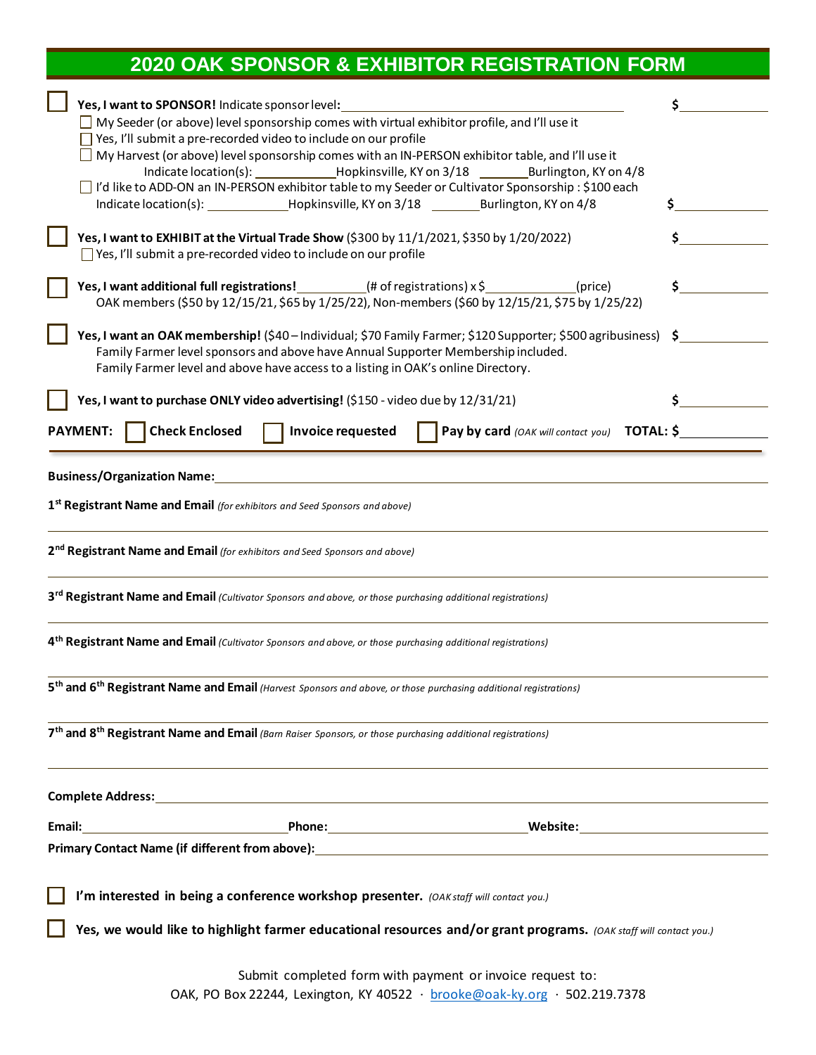# 2020 OAK SPONSOR & EXHIBITOR REGISTRATION FORM

☐ **Yes, I want to SPONSOR!** Indicate sponsor level: ______________________ $__________

- ☐ My Seeder (or above) level sponsorship comes with virtual exhibitor profile, and I'll use it
- ☐ Yes, I'll submit a pre-recorded video to include on our profile
- ☐ My Harvest (or above) level sponsorship comes with an IN-PERSON exhibitor table, and I'll use it
  - Indicate location(s): __________Hopkinsville, KY on 3/18 ______Burlington, KY on 4/8
- ☐ I'd like to ADD-ON an IN-PERSON exhibitor table to my Seeder or Cultivator Sponsorship : $100 each
  - Indicate location(s): __________Hopkinsville, KY on 3/18 ______Burlington, KY on 4/8 $__________

☐ **Yes, I want to EXHIBIT at the Virtual Trade Show** ($300 by 11/1/2021, $350 by 1/20/2022) $__________

- ☐ Yes, I'll submit a pre-recorded video to include on our profile

☐ **Yes, I want additional full registrations!**________(# of registrations) x $__________(price) $__________

OAK members ($50 by 12/15/21, $65 by 1/25/22), Non-members ($60 by 12/15/21, $75 by 1/25/22)

☐ **Yes, I want an OAK membership!** ($40 – Individual; $70 Family Farmer; $120 Supporter; $500 agribusiness) $__________

Family Farmer level sponsors and above have Annual Supporter Membership included.
Family Farmer level and above have access to a listing in OAK's online Directory.

☐ **Yes, I want to purchase ONLY video advertising!** ($150 - video due by 12/31/21) $__________

**PAYMENT:** ☐ **Check Enclosed** ☐ **Invoice requested** ☐ **Pay by card** *(OAK will contact you)* **TOTAL: $**__________

---

**Business/Organization Name:** ______________________________

**1st Registrant Name and Email** *(for exhibitors and Seed Sponsors and above)*

______________________________

**2nd Registrant Name and Email** *(for exhibitors and Seed Sponsors and above)*

______________________________

**3rd Registrant Name and Email** *(Cultivator Sponsors and above, or those purchasing additional registrations)*

______________________________

**4th Registrant Name and Email** *(Cultivator Sponsors and above, or those purchasing additional registrations)*

______________________________

**5th and 6th Registrant Name and Email** *(Harvest Sponsors and above, or those purchasing additional registrations)*

______________________________

**7th and 8th Registrant Name and Email** *(Barn Raiser Sponsors, or those purchasing additional registrations)*

______________________________

**Complete Address:** ______________________________

**Email:** ______________ **Phone:** ______________ **Website:** ______________

**Primary Contact Name (if different from above):** ______________________________

☐ **I'm interested in being a conference workshop presenter.** *(OAK staff will contact you.)*

☐ **Yes, we would like to highlight farmer educational resources and/or grant programs.** *(OAK staff will contact you.)*

Submit completed form with payment or invoice request to:
OAK, PO Box 22244, Lexington, KY 40522 · brooke@oak-ky.org · 502.219.7378